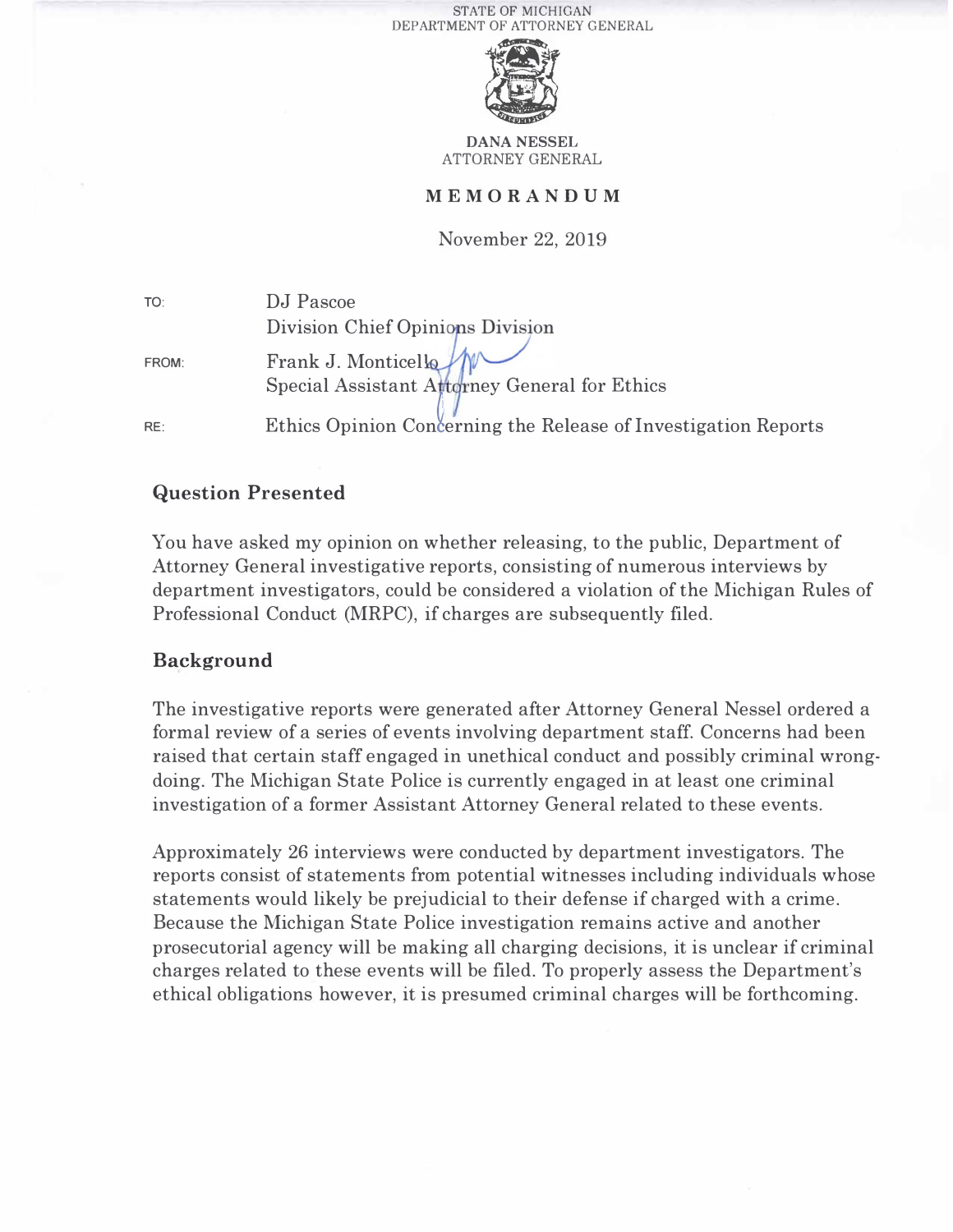STATE OF MICHIGAN
DEPARTMENT OF ATTORNEY GENERAL

**DANA NESSEL**
ATTORNEY GENERAL

# MEMORANDUM

November 22, 2019

| | |
|---|---|
| TO: | DJ Pascoe<br>Division Chief Opinions Division |
| FROM: | Frank J. Monticello<br>Special Assistant Attorney General for Ethics |
| RE: | Ethics Opinion Concerning the Release of Investigation Reports |

## Question Presented

You have asked my opinion on whether releasing, to the public, Department of Attorney General investigative reports, consisting of numerous interviews by department investigators, could be considered a violation of the Michigan Rules of Professional Conduct (MRPC), if charges are subsequently filed.

## Background

The investigative reports were generated after Attorney General Nessel ordered a formal review of a series of events involving department staff. Concerns had been raised that certain staff engaged in unethical conduct and possibly criminal wrong-doing. The Michigan State Police is currently engaged in at least one criminal investigation of a former Assistant Attorney General related to these events.

Approximately 26 interviews were conducted by department investigators. The reports consist of statements from potential witnesses including individuals whose statements would likely be prejudicial to their defense if charged with a crime. Because the Michigan State Police investigation remains active and another prosecutorial agency will be making all charging decisions, it is unclear if criminal charges related to these events will be filed. To properly assess the Department's ethical obligations however, it is presumed criminal charges will be forthcoming.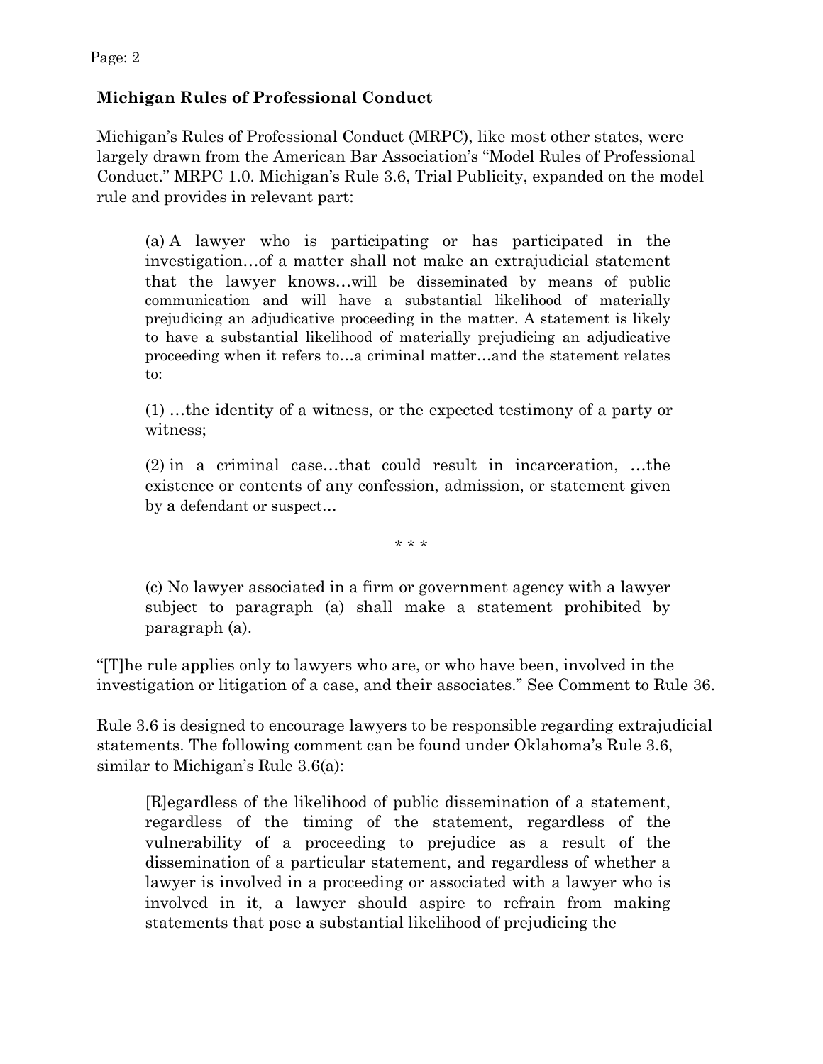**Michigan Rules of Professional Conduct**

Michigan's Rules of Professional Conduct (MRPC), like most other states, were largely drawn from the American Bar Association's "Model Rules of Professional Conduct." MRPC 1.0. Michigan's Rule 3.6, Trial Publicity, expanded on the model rule and provides in relevant part:

> (a) A lawyer who is participating or has participated in the investigation…of a matter shall not make an extrajudicial statement that the lawyer knows…will be disseminated by means of public communication and will have a substantial likelihood of materially prejudicing an adjudicative proceeding in the matter. A statement is likely to have a substantial likelihood of materially prejudicing an adjudicative proceeding when it refers to…a criminal matter…and the statement relates to:
>
> (1) …the identity of a witness, or the expected testimony of a party or witness;
>
> (2) in a criminal case…that could result in incarceration, …the existence or contents of any confession, admission, or statement given by a defendant or suspect…
>
> * * *
>
> (c) No lawyer associated in a firm or government agency with a lawyer subject to paragraph (a) shall make a statement prohibited by paragraph (a).

"[T]he rule applies only to lawyers who are, or who have been, involved in the investigation or litigation of a case, and their associates." See Comment to Rule 36.

Rule 3.6 is designed to encourage lawyers to be responsible regarding extrajudicial statements. The following comment can be found under Oklahoma's Rule 3.6, similar to Michigan's Rule 3.6(a):

> [R]egardless of the likelihood of public dissemination of a statement, regardless of the timing of the statement, regardless of the vulnerability of a proceeding to prejudice as a result of the dissemination of a particular statement, and regardless of whether a lawyer is involved in a proceeding or associated with a lawyer who is involved in it, a lawyer should aspire to refrain from making statements that pose a substantial likelihood of prejudicing the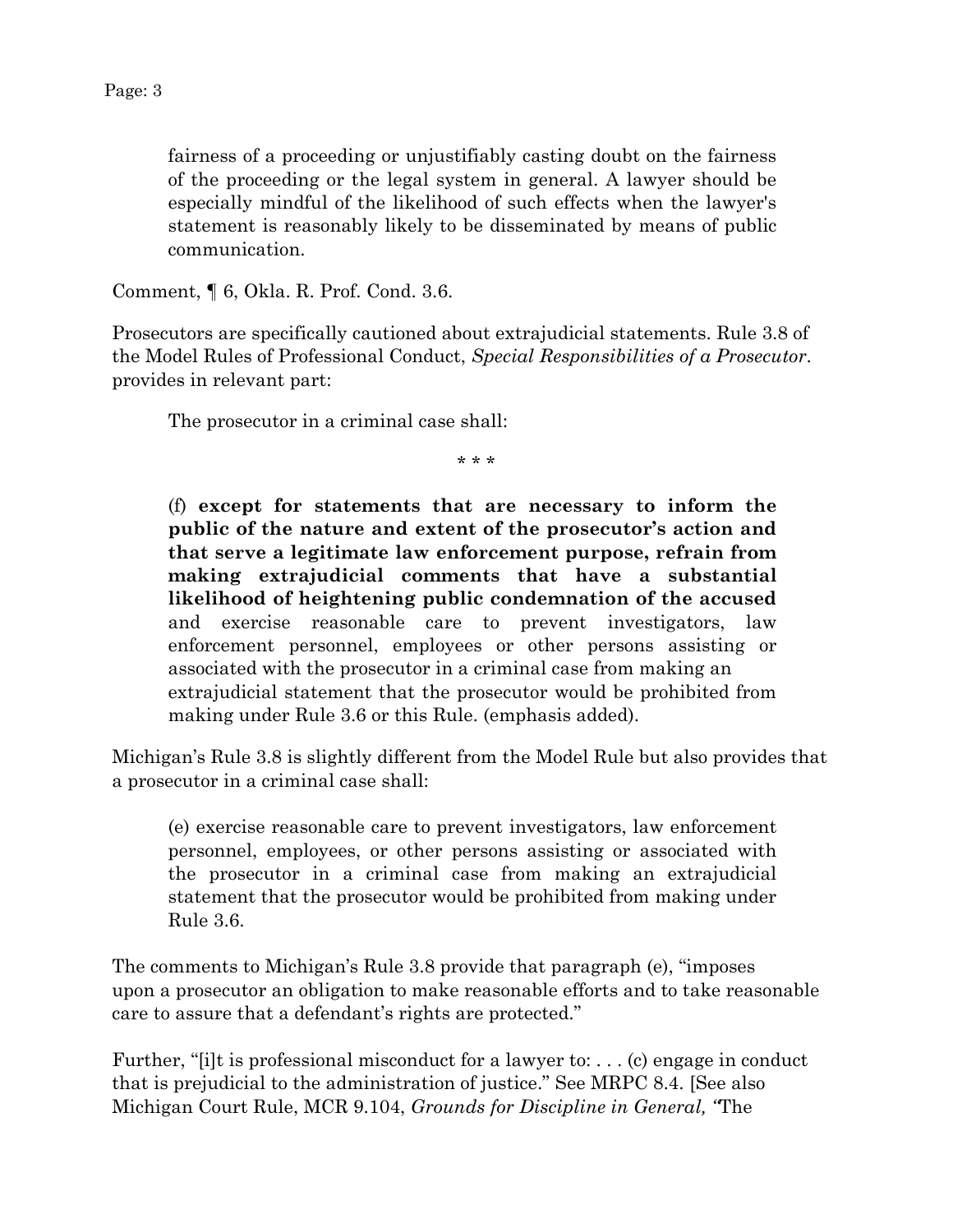> fairness of a proceeding or unjustifiably casting doubt on the fairness of the proceeding or the legal system in general. A lawyer should be especially mindful of the likelihood of such effects when the lawyer's statement is reasonably likely to be disseminated by means of public communication.

Comment, ¶ 6, Okla. R. Prof. Cond. 3.6.

Prosecutors are specifically cautioned about extrajudicial statements. Rule 3.8 of the Model Rules of Professional Conduct, *Special Responsibilities of a Prosecutor*. provides in relevant part:

> The prosecutor in a criminal case shall:
>
> \* \* \*
>
> (f) **except for statements that are necessary to inform the public of the nature and extent of the prosecutor's action and that serve a legitimate law enforcement purpose, refrain from making extrajudicial comments that have a substantial likelihood of heightening public condemnation of the accused** and exercise reasonable care to prevent investigators, law enforcement personnel, employees or other persons assisting or associated with the prosecutor in a criminal case from making an extrajudicial statement that the prosecutor would be prohibited from making under Rule 3.6 or this Rule. (emphasis added).

Michigan's Rule 3.8 is slightly different from the Model Rule but also provides that a prosecutor in a criminal case shall:

> (e) exercise reasonable care to prevent investigators, law enforcement personnel, employees, or other persons assisting or associated with the prosecutor in a criminal case from making an extrajudicial statement that the prosecutor would be prohibited from making under Rule 3.6.

The comments to Michigan's Rule 3.8 provide that paragraph (e), "imposes upon a prosecutor an obligation to make reasonable efforts and to take reasonable care to assure that a defendant's rights are protected."

Further, "[i]t is professional misconduct for a lawyer to: . . . (c) engage in conduct that is prejudicial to the administration of justice." See MRPC 8.4. [See also Michigan Court Rule, MCR 9.104, *Grounds for Discipline in General,* "The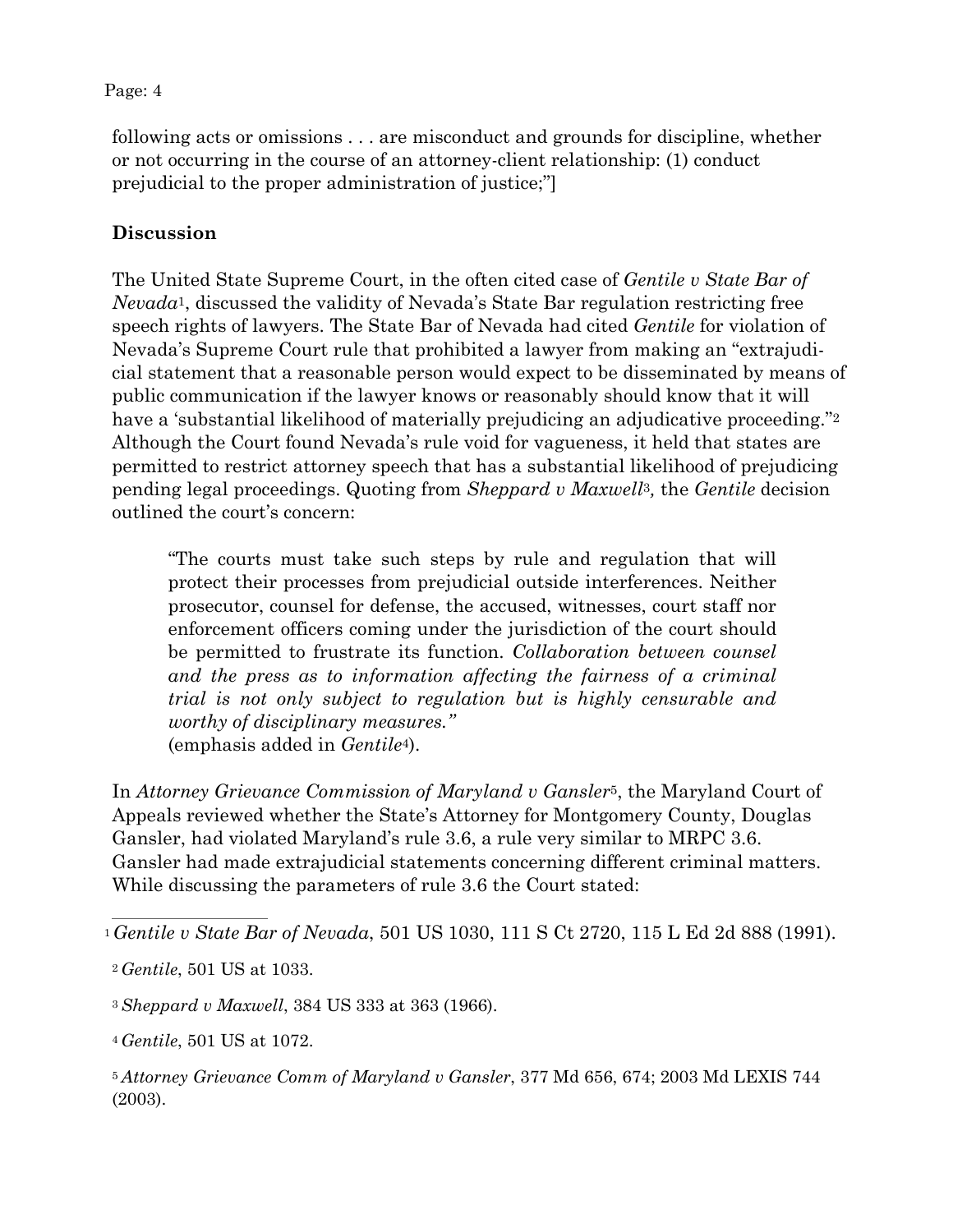following acts or omissions . . . are misconduct and grounds for discipline, whether or not occurring in the course of an attorney-client relationship: (1) conduct prejudicial to the proper administration of justice;"]

**Discussion**

The United State Supreme Court, in the often cited case of *Gentile v State Bar of Nevada*[1], discussed the validity of Nevada's State Bar regulation restricting free speech rights of lawyers. The State Bar of Nevada had cited *Gentile* for violation of Nevada's Supreme Court rule that prohibited a lawyer from making an "extrajudicial statement that a reasonable person would expect to be disseminated by means of public communication if the lawyer knows or reasonably should know that it will have a 'substantial likelihood of materially prejudicing an adjudicative proceeding."[2] Although the Court found Nevada's rule void for vagueness, it held that states are permitted to restrict attorney speech that has a substantial likelihood of prejudicing pending legal proceedings. Quoting from *Sheppard v Maxwell*[3], the *Gentile* decision outlined the court's concern:

> "The courts must take such steps by rule and regulation that will protect their processes from prejudicial outside interferences. Neither prosecutor, counsel for defense, the accused, witnesses, court staff nor enforcement officers coming under the jurisdiction of the court should be permitted to frustrate its function. *Collaboration between counsel and the press as to information affecting the fairness of a criminal trial is not only subject to regulation but is highly censurable and worthy of disciplinary measures."*
> (emphasis added in *Gentile*[4]).

In *Attorney Grievance Commission of Maryland v Gansler*[5], the Maryland Court of Appeals reviewed whether the State's Attorney for Montgomery County, Douglas Gansler, had violated Maryland's rule 3.6, a rule very similar to MRPC 3.6. Gansler had made extrajudicial statements concerning different criminal matters. While discussing the parameters of rule 3.6 the Court stated:

---

[1] *Gentile v State Bar of Nevada*, 501 US 1030, 111 S Ct 2720, 115 L Ed 2d 888 (1991).

[2] *Gentile*, 501 US at 1033.

[3] *Sheppard v Maxwell*, 384 US 333 at 363 (1966).

[4] *Gentile*, 501 US at 1072.

[5] *Attorney Grievance Comm of Maryland v Gansler*, 377 Md 656, 674; 2003 Md LEXIS 744 (2003).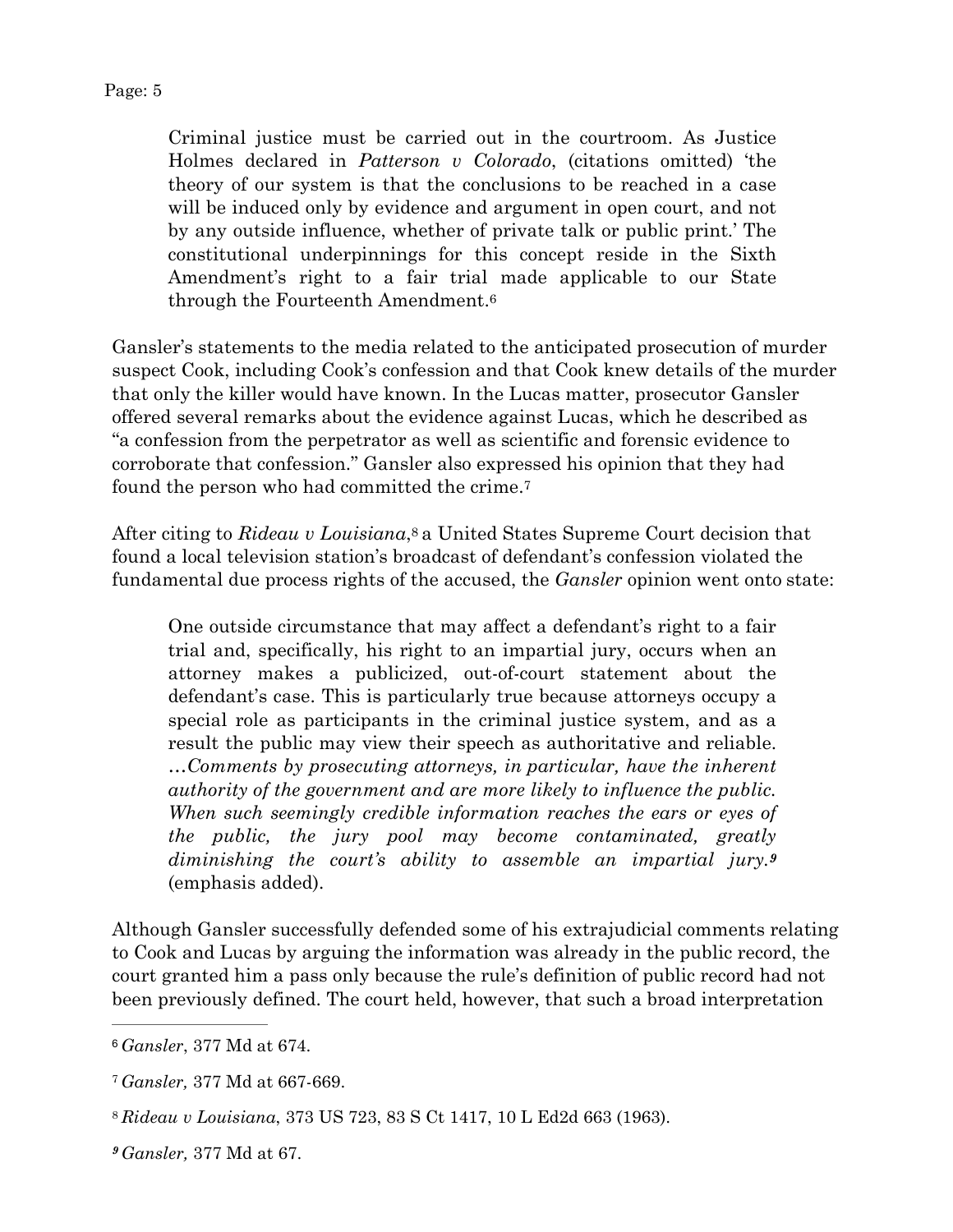> Criminal justice must be carried out in the courtroom. As Justice Holmes declared in *Patterson v Colorado*, (citations omitted) 'the theory of our system is that the conclusions to be reached in a case will be induced only by evidence and argument in open court, and not by any outside influence, whether of private talk or public print.' The constitutional underpinnings for this concept reside in the Sixth Amendment's right to a fair trial made applicable to our State through the Fourteenth Amendment.[6]

Gansler's statements to the media related to the anticipated prosecution of murder suspect Cook, including Cook's confession and that Cook knew details of the murder that only the killer would have known. In the Lucas matter, prosecutor Gansler offered several remarks about the evidence against Lucas, which he described as "a confession from the perpetrator as well as scientific and forensic evidence to corroborate that confession." Gansler also expressed his opinion that they had found the person who had committed the crime.[7]

After citing to *Rideau v Louisiana*,[8] a United States Supreme Court decision that found a local television station's broadcast of defendant's confession violated the fundamental due process rights of the accused, the *Gansler* opinion went onto state:

> One outside circumstance that may affect a defendant's right to a fair trial and, specifically, his right to an impartial jury, occurs when an attorney makes a publicized, out-of-court statement about the defendant's case. This is particularly true because attorneys occupy a special role as participants in the criminal justice system, and as a result the public may view their speech as authoritative and reliable. …*Comments by prosecuting attorneys, in particular, have the inherent authority of the government and are more likely to influence the public. When such seemingly credible information reaches the ears or eyes of the public, the jury pool may become contaminated, greatly diminishing the court's ability to assemble an impartial jury.*[9] (emphasis added).

Although Gansler successfully defended some of his extrajudicial comments relating to Cook and Lucas by arguing the information was already in the public record, the court granted him a pass only because the rule's definition of public record had not been previously defined. The court held, however, that such a broad interpretation

---

[6] *Gansler*, 377 Md at 674.

[7] *Gansler,* 377 Md at 667-669.

[8] *Rideau v Louisiana*, 373 US 723, 83 S Ct 1417, 10 L Ed2d 663 (1963).

[9] *Gansler,* 377 Md at 67.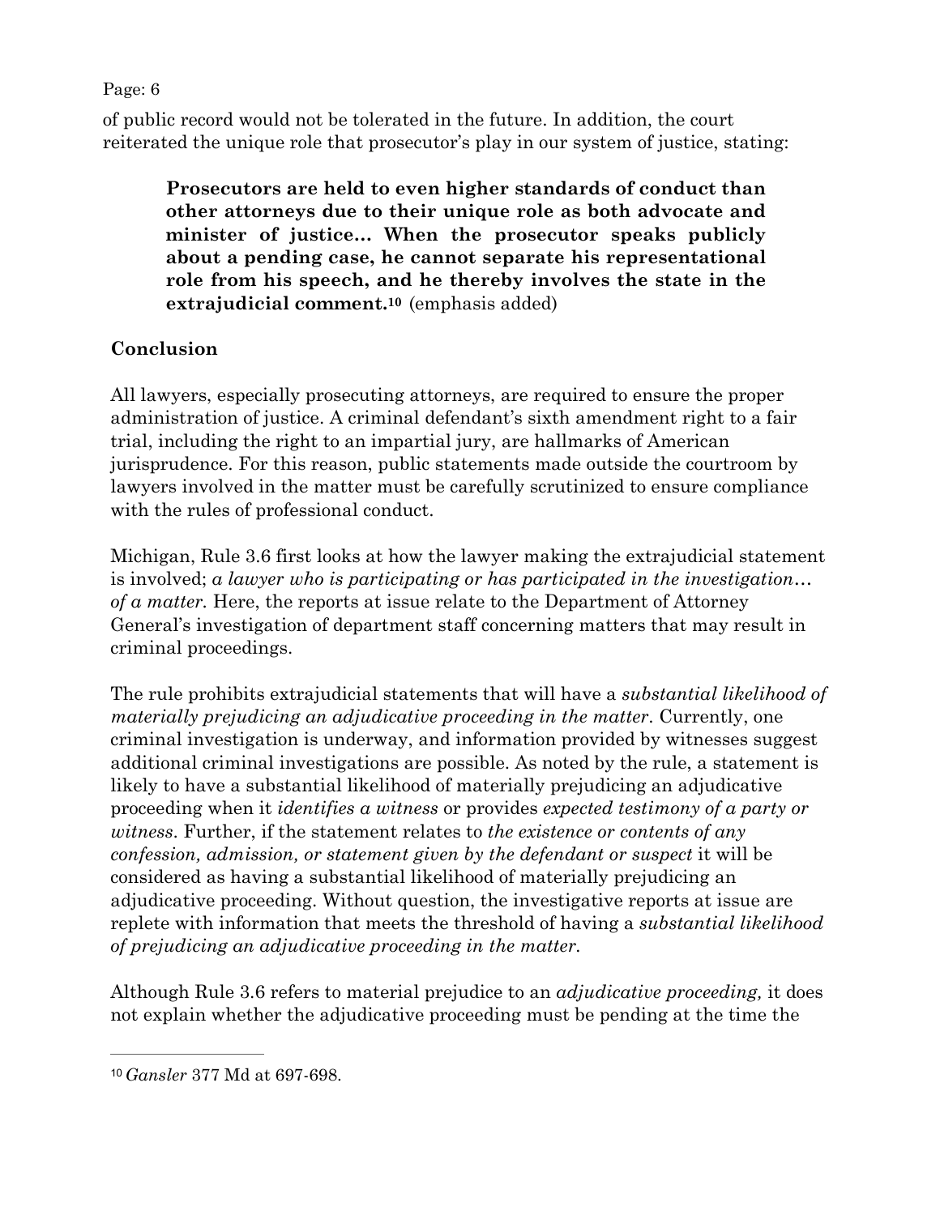of public record would not be tolerated in the future. In addition, the court reiterated the unique role that prosecutor's play in our system of justice, stating:

> **Prosecutors are held to even higher standards of conduct than other attorneys due to their unique role as both advocate and minister of justice… When the prosecutor speaks publicly about a pending case, he cannot separate his representational role from his speech, and he thereby involves the state in the extrajudicial comment.[10]** (emphasis added)

**Conclusion**

All lawyers, especially prosecuting attorneys, are required to ensure the proper administration of justice. A criminal defendant's sixth amendment right to a fair trial, including the right to an impartial jury, are hallmarks of American jurisprudence. For this reason, public statements made outside the courtroom by lawyers involved in the matter must be carefully scrutinized to ensure compliance with the rules of professional conduct.

Michigan, Rule 3.6 first looks at how the lawyer making the extrajudicial statement is involved; *a lawyer who is participating or has participated in the investigation… of a matter.* Here, the reports at issue relate to the Department of Attorney General's investigation of department staff concerning matters that may result in criminal proceedings.

The rule prohibits extrajudicial statements that will have a *substantial likelihood of materially prejudicing an adjudicative proceeding in the matter*. Currently, one criminal investigation is underway, and information provided by witnesses suggest additional criminal investigations are possible. As noted by the rule, a statement is likely to have a substantial likelihood of materially prejudicing an adjudicative proceeding when it *identifies a witness* or provides *expected testimony of a party or witness*. Further, if the statement relates to *the existence or contents of any confession, admission, or statement given by the defendant or suspect* it will be considered as having a substantial likelihood of materially prejudicing an adjudicative proceeding. Without question, the investigative reports at issue are replete with information that meets the threshold of having a *substantial likelihood of prejudicing an adjudicative proceeding in the matter*.

Although Rule 3.6 refers to material prejudice to an *adjudicative proceeding,* it does not explain whether the adjudicative proceeding must be pending at the time the

---

[10] *Gansler* 377 Md at 697-698.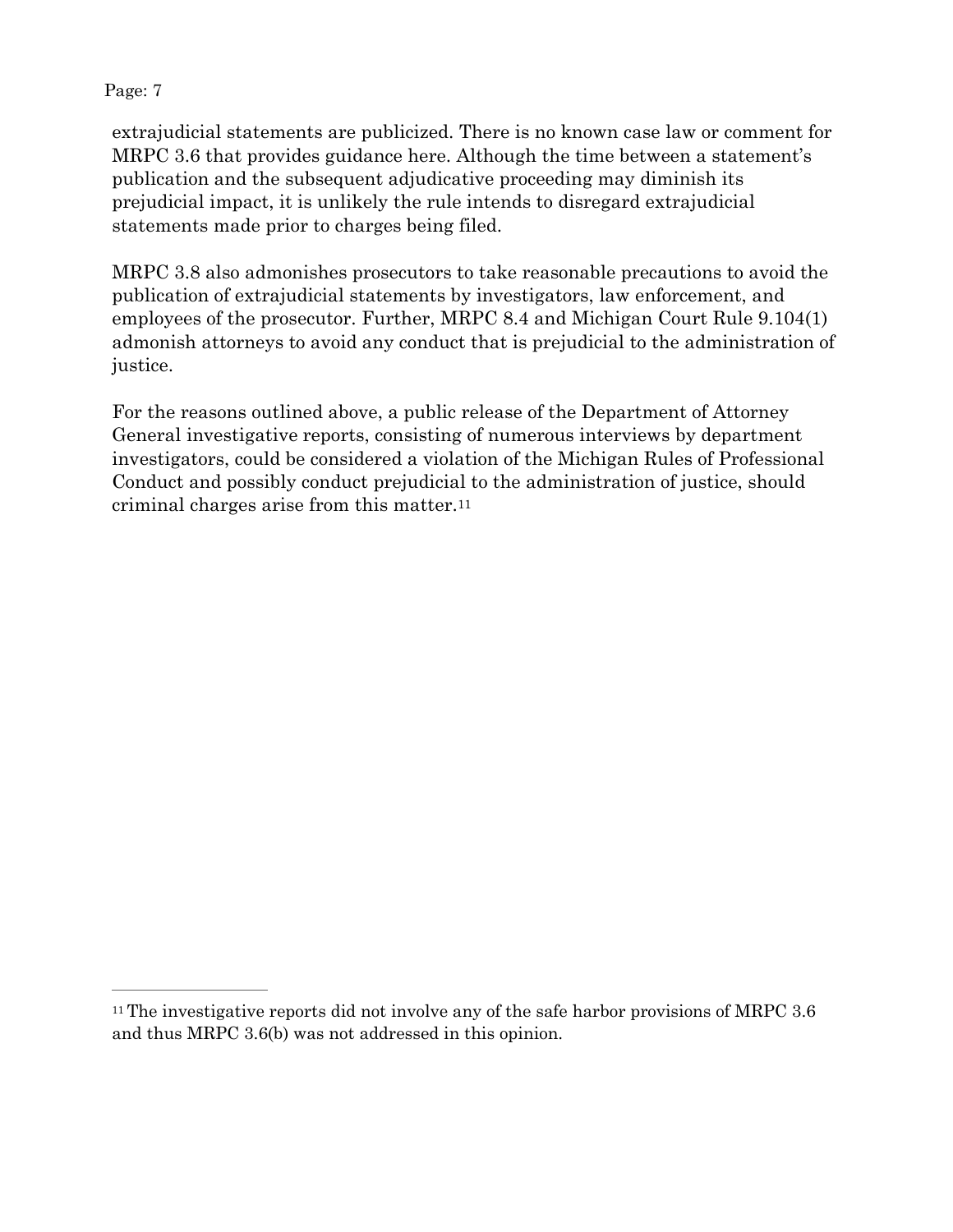extrajudicial statements are publicized. There is no known case law or comment for MRPC 3.6 that provides guidance here. Although the time between a statement's publication and the subsequent adjudicative proceeding may diminish its prejudicial impact, it is unlikely the rule intends to disregard extrajudicial statements made prior to charges being filed.

MRPC 3.8 also admonishes prosecutors to take reasonable precautions to avoid the publication of extrajudicial statements by investigators, law enforcement, and employees of the prosecutor. Further, MRPC 8.4 and Michigan Court Rule 9.104(1) admonish attorneys to avoid any conduct that is prejudicial to the administration of justice.

For the reasons outlined above, a public release of the Department of Attorney General investigative reports, consisting of numerous interviews by department investigators, could be considered a violation of the Michigan Rules of Professional Conduct and possibly conduct prejudicial to the administration of justice, should criminal charges arise from this matter.[11]

---

[11] The investigative reports did not involve any of the safe harbor provisions of MRPC 3.6 and thus MRPC 3.6(b) was not addressed in this opinion.